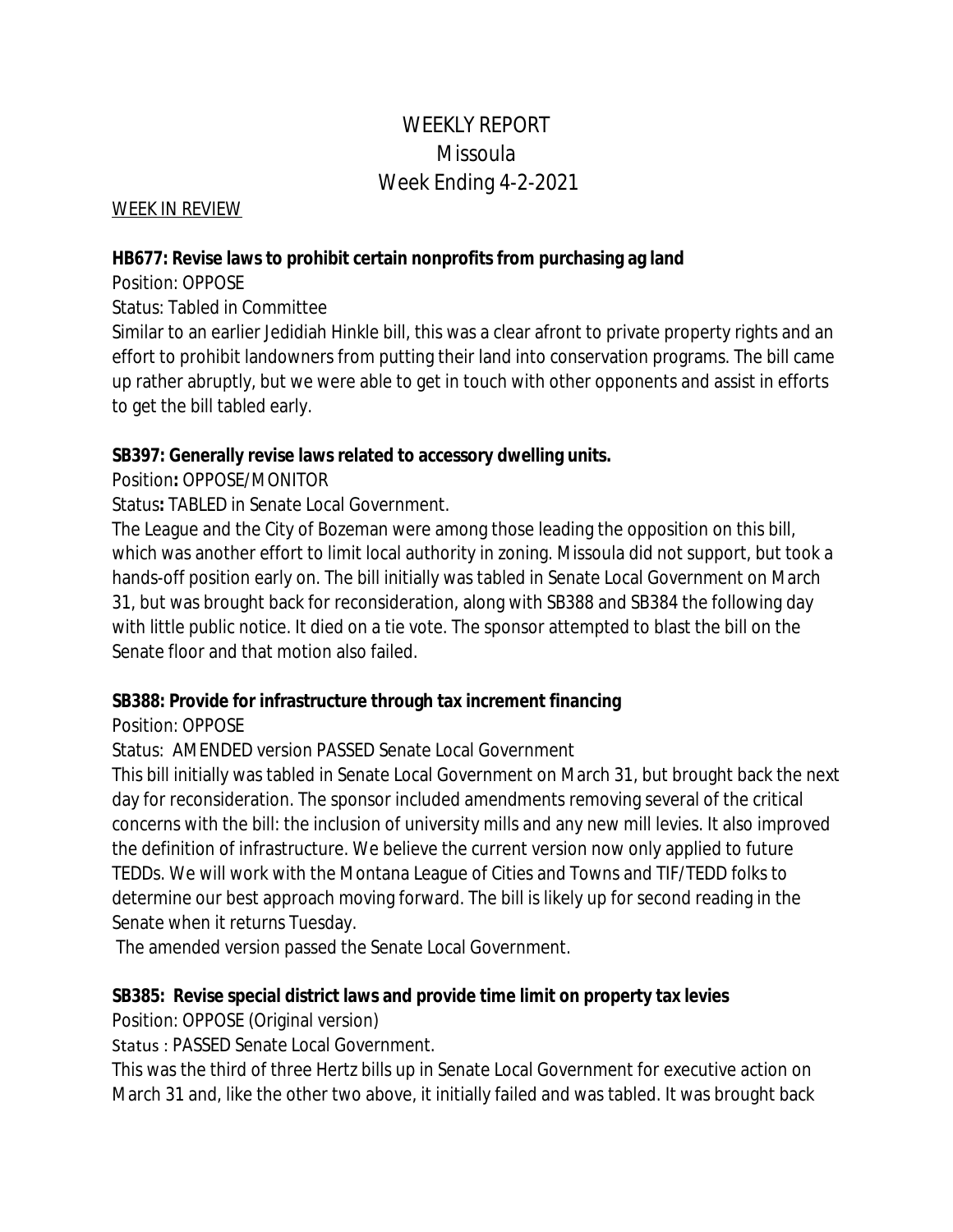# WEEKLY REPORT
# Missoula
# Week Ending 4-2-2021

WEEK IN REVIEW

**HB677: Revise laws to prohibit certain nonprofits from purchasing ag land**

Position: OPPOSE

Status: Tabled in Committee

Similar to an earlier Jedidiah Hinkle bill, this was a clear afront to private property rights and an effort to prohibit landowners from putting their land into conservation programs. The bill came up rather abruptly, but we were able to get in touch with other opponents and assist in efforts to get the bill tabled early.

**SB397: Generally revise laws related to accessory dwelling units.**

Position**:** OPPOSE/MONITOR

Status**:** TABLED in Senate Local Government.

The League and the City of Bozeman were among those leading the opposition on this bill, which was another effort to limit local authority in zoning. Missoula did not support, but took a hands-off position early on. The bill initially was tabled in Senate Local Government on March 31, but was brought back for reconsideration, along with SB388 and SB384 the following day with little public notice. It died on a tie vote. The sponsor attempted to blast the bill on the Senate floor and that motion also failed.

**SB388: Provide for infrastructure through tax increment financing**

Position: OPPOSE

Status: AMENDED version PASSED Senate Local Government

This bill initially was tabled in Senate Local Government on March 31, but brought back the next day for reconsideration. The sponsor included amendments removing several of the critical concerns with the bill: the inclusion of university mills and any new mill levies. It also improved the definition of infrastructure. We believe the current version now only applied to future TEDDs. We will work with the Montana League of Cities and Towns and TIF/TEDD folks to determine our best approach moving forward. The bill is likely up for second reading in the Senate when it returns Tuesday.

The amended version passed the Senate Local Government.

**SB385: Revise special district laws and provide time limit on property tax levies**

Position: OPPOSE (Original version)

Status : PASSED Senate Local Government.

This was the third of three Hertz bills up in Senate Local Government for executive action on March 31 and, like the other two above, it initially failed and was tabled. It was brought back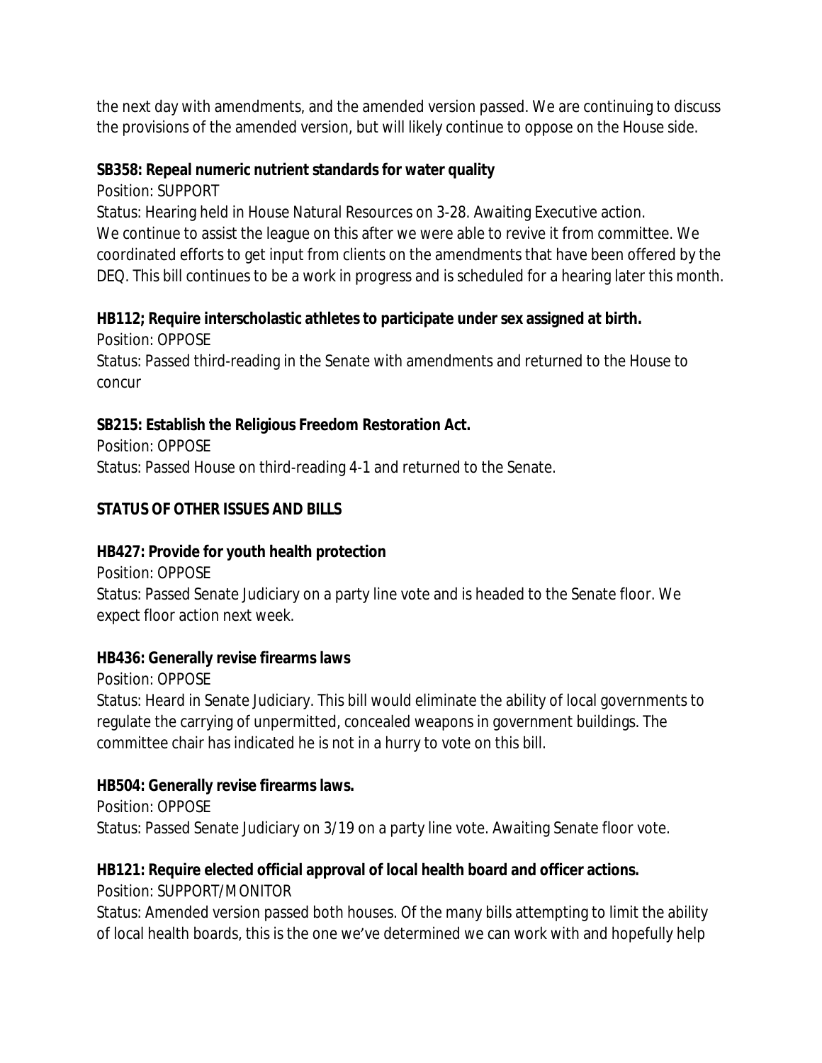the next day with amendments, and the amended version passed. We are continuing to discuss the provisions of the amended version, but will likely continue to oppose on the House side.

**SB358: Repeal numeric nutrient standards for water quality**

Position: SUPPORT

Status: Hearing held in House Natural Resources on 3-28. Awaiting Executive action.

We continue to assist the league on this after we were able to revive it from committee. We coordinated efforts to get input from clients on the amendments that have been offered by the DEQ. This bill continues to be a work in progress and is scheduled for a hearing later this month.

**HB112; Require interscholastic athletes to participate under sex assigned at birth.**

Position: OPPOSE

Status: Passed third-reading in the Senate with amendments and returned to the House to concur

**SB215: Establish the Religious Freedom Restoration Act.**

Position: OPPOSE

Status: Passed House on third-reading 4-1 and returned to the Senate.

**STATUS OF OTHER ISSUES AND BILLS**

**HB427: Provide for youth health protection**

Position: OPPOSE

Status: Passed Senate Judiciary on a party line vote and is headed to the Senate floor. We expect floor action next week.

**HB436: Generally revise firearms laws**

Position: OPPOSE

Status: Heard in Senate Judiciary. This bill would eliminate the ability of local governments to regulate the carrying of unpermitted, concealed weapons in government buildings. The committee chair has indicated he is not in a hurry to vote on this bill.

**HB504: Generally revise firearms laws.**

Position: OPPOSE

Status: Passed Senate Judiciary on 3/19 on a party line vote. Awaiting Senate floor vote.

**HB121: Require elected official approval of local health board and officer actions.**

Position: SUPPORT/MONITOR

Status: Amended version passed both houses. Of the many bills attempting to limit the ability of local health boards, this is the one we've determined we can work with and hopefully help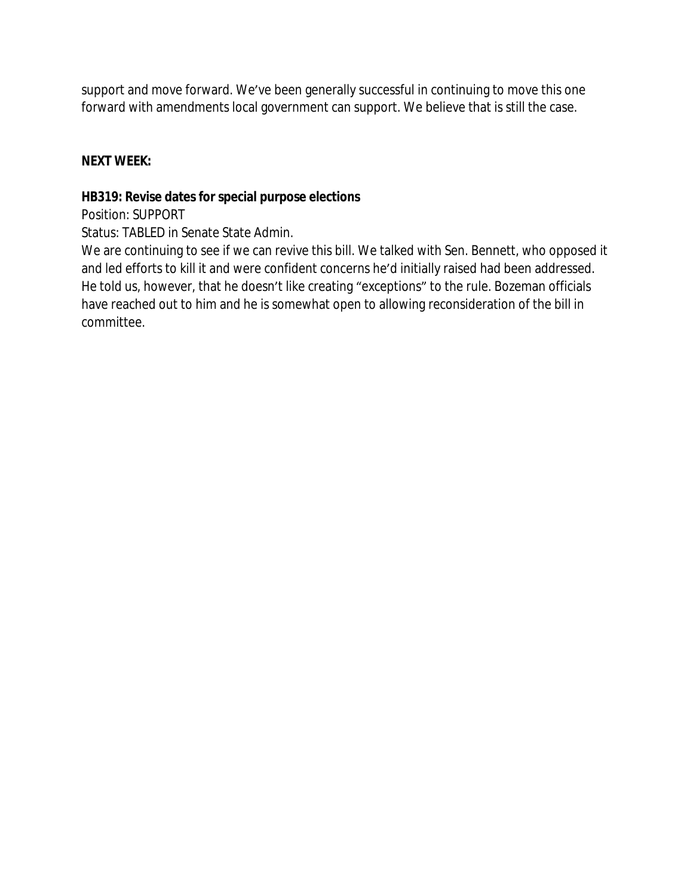support and move forward. We've been generally successful in continuing to move this one forward with amendments local government can support. We believe that is still the case.

**NEXT WEEK:**

**HB319: Revise dates for special purpose elections**
Position: SUPPORT
Status: TABLED in Senate State Admin.
We are continuing to see if we can revive this bill. We talked with Sen. Bennett, who opposed it and led efforts to kill it and were confident concerns he'd initially raised had been addressed. He told us, however, that he doesn't like creating "exceptions" to the rule. Bozeman officials have reached out to him and he is somewhat open to allowing reconsideration of the bill in committee.